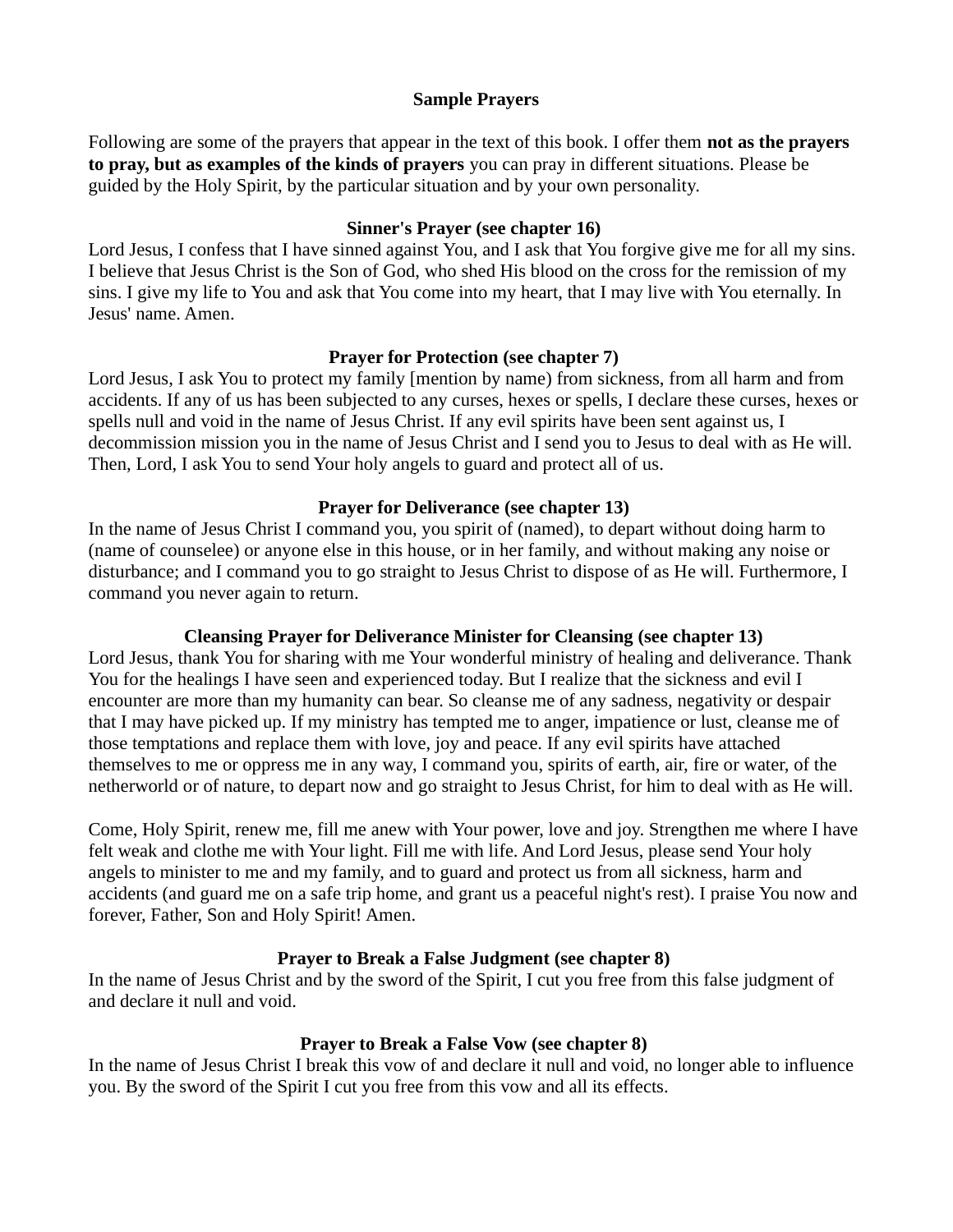# Sample Prayers

Following are some of the prayers that appear in the text of this book. I offer them **not as the prayers to pray, but as examples of the kinds of prayers** you can pray in different situations. Please be guided by the Holy Spirit, by the particular situation and by your own personality.

## Sinner's Prayer (see chapter 16)

Lord Jesus, I confess that I have sinned against You, and I ask that You forgive give me for all my sins. I believe that Jesus Christ is the Son of God, who shed His blood on the cross for the remission of my sins. I give my life to You and ask that You come into my heart, that I may live with You eternally. In Jesus' name. Amen.

## Prayer for Protection (see chapter 7)

Lord Jesus, I ask You to protect my family [mention by name) from sickness, from all harm and from accidents. If any of us has been subjected to any curses, hexes or spells, I declare these curses, hexes or spells null and void in the name of Jesus Christ. If any evil spirits have been sent against us, I decommission mission you in the name of Jesus Christ and I send you to Jesus to deal with as He will. Then, Lord, I ask You to send Your holy angels to guard and protect all of us.

## Prayer for Deliverance (see chapter 13)

In the name of Jesus Christ I command you, you spirit of (named), to depart without doing harm to (name of counselee) or anyone else in this house, or in her family, and without making any noise or disturbance; and I command you to go straight to Jesus Christ to dispose of as He will. Furthermore, I command you never again to return.

## Cleansing Prayer for Deliverance Minister for Cleansing (see chapter 13)

Lord Jesus, thank You for sharing with me Your wonderful ministry of healing and deliverance. Thank You for the healings I have seen and experienced today. But I realize that the sickness and evil I encounter are more than my humanity can bear. So cleanse me of any sadness, negativity or despair that I may have picked up. If my ministry has tempted me to anger, impatience or lust, cleanse me of those temptations and replace them with love, joy and peace. If any evil spirits have attached themselves to me or oppress me in any way, I command you, spirits of earth, air, fire or water, of the netherworld or of nature, to depart now and go straight to Jesus Christ, for him to deal with as He will.

Come, Holy Spirit, renew me, fill me anew with Your power, love and joy. Strengthen me where I have felt weak and clothe me with Your light. Fill me with life. And Lord Jesus, please send Your holy angels to minister to me and my family, and to guard and protect us from all sickness, harm and accidents (and guard me on a safe trip home, and grant us a peaceful night's rest). I praise You now and forever, Father, Son and Holy Spirit! Amen.

## Prayer to Break a False Judgment (see chapter 8)

In the name of Jesus Christ and by the sword of the Spirit, I cut you free from this false judgment of and declare it null and void.

## Prayer to Break a False Vow (see chapter 8)

In the name of Jesus Christ I break this vow of and declare it null and void, no longer able to influence you. By the sword of the Spirit I cut you free from this vow and all its effects.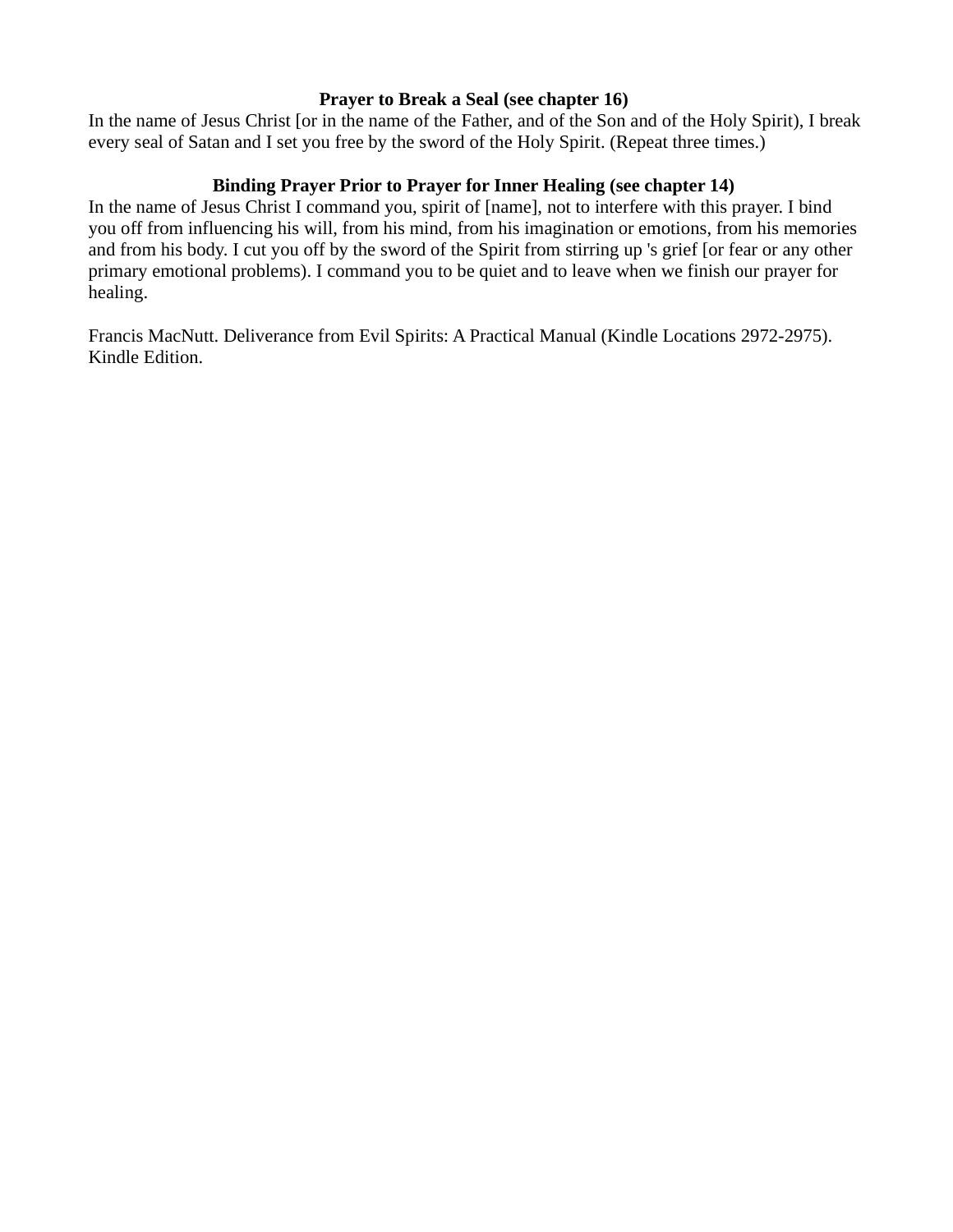**Prayer to Break a Seal (see chapter 16)**

In the name of Jesus Christ [or in the name of the Father, and of the Son and of the Holy Spirit), I break every seal of Satan and I set you free by the sword of the Holy Spirit. (Repeat three times.)

**Binding Prayer Prior to Prayer for Inner Healing (see chapter 14)**

In the name of Jesus Christ I command you, spirit of [name], not to interfere with this prayer. I bind you off from influencing his will, from his mind, from his imagination or emotions, from his memories and from his body. I cut you off by the sword of the Spirit from stirring up 's grief [or fear or any other primary emotional problems). I command you to be quiet and to leave when we finish our prayer for healing.

Francis MacNutt. Deliverance from Evil Spirits: A Practical Manual (Kindle Locations 2972-2975). Kindle Edition.